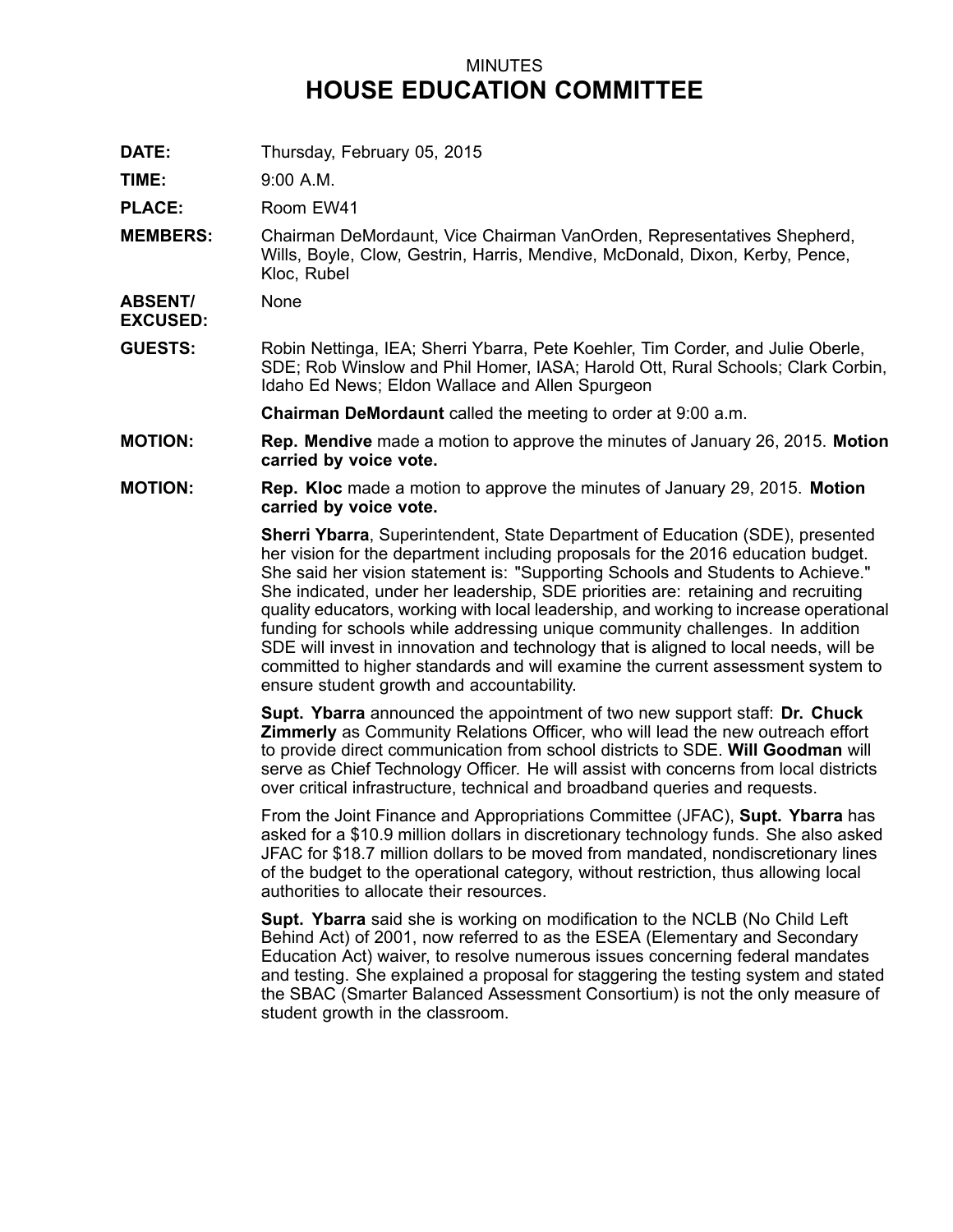MINUTES

# HOUSE EDUCATION COMMITTEE

**DATE:** Thursday, February 05, 2015

**TIME:** 9:00 A.M.

**PLACE:** Room EW41

**MEMBERS:** Chairman DeMordaunt, Vice Chairman VanOrden, Representatives Shepherd, Wills, Boyle, Clow, Gestrin, Harris, Mendive, McDonald, Dixon, Kerby, Pence, Kloc, Rubel

**ABSENT/ EXCUSED:** None

**GUESTS:** Robin Nettinga, IEA; Sherri Ybarra, Pete Koehler, Tim Corder, and Julie Oberle, SDE; Rob Winslow and Phil Homer, IASA; Harold Ott, Rural Schools; Clark Corbin, Idaho Ed News; Eldon Wallace and Allen Spurgeon

**Chairman DeMordaunt** called the meeting to order at 9:00 a.m.

**MOTION:** **Rep. Mendive** made a motion to approve the minutes of January 26, 2015. **Motion carried by voice vote.**

**MOTION:** **Rep. Kloc** made a motion to approve the minutes of January 29, 2015. **Motion carried by voice vote.**

**Sherri Ybarra**, Superintendent, State Department of Education (SDE), presented her vision for the department including proposals for the 2016 education budget. She said her vision statement is: "Supporting Schools and Students to Achieve." She indicated, under her leadership, SDE priorities are: retaining and recruiting quality educators, working with local leadership, and working to increase operational funding for schools while addressing unique community challenges. In addition SDE will invest in innovation and technology that is aligned to local needs, will be committed to higher standards and will examine the current assessment system to ensure student growth and accountability.

**Supt. Ybarra** announced the appointment of two new support staff: **Dr. Chuck Zimmerly** as Community Relations Officer, who will lead the new outreach effort to provide direct communication from school districts to SDE. **Will Goodman** will serve as Chief Technology Officer. He will assist with concerns from local districts over critical infrastructure, technical and broadband queries and requests.

From the Joint Finance and Appropriations Committee (JFAC), **Supt. Ybarra** has asked for a $10.9 million dollars in discretionary technology funds. She also asked JFAC for $18.7 million dollars to be moved from mandated, nondiscretionary lines of the budget to the operational category, without restriction, thus allowing local authorities to allocate their resources.

**Supt. Ybarra** said she is working on modification to the NCLB (No Child Left Behind Act) of 2001, now referred to as the ESEA (Elementary and Secondary Education Act) waiver, to resolve numerous issues concerning federal mandates and testing. She explained a proposal for staggering the testing system and stated the SBAC (Smarter Balanced Assessment Consortium) is not the only measure of student growth in the classroom.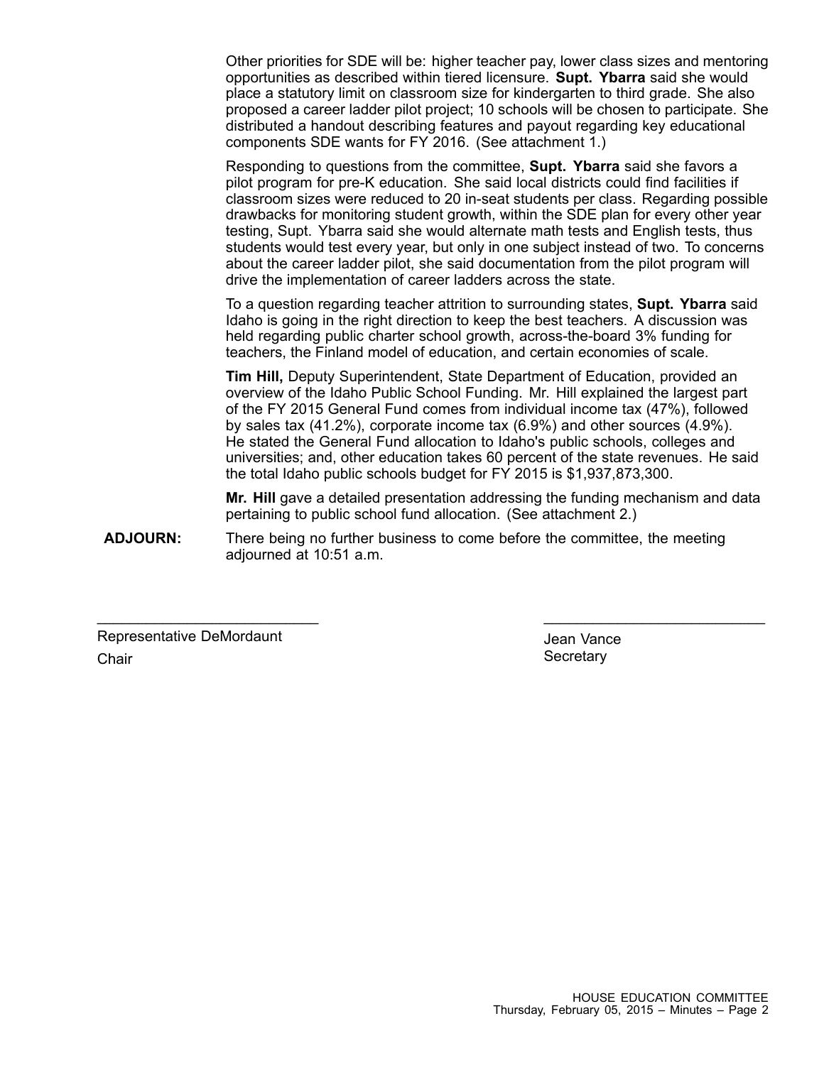Other priorities for SDE will be: higher teacher pay, lower class sizes and mentoring opportunities as described within tiered licensure. **Supt. Ybarra** said she would place a statutory limit on classroom size for kindergarten to third grade. She also proposed a career ladder pilot project; 10 schools will be chosen to participate. She distributed a handout describing features and payout regarding key educational components SDE wants for FY 2016. (See attachment 1.)

Responding to questions from the committee, **Supt. Ybarra** said she favors a pilot program for pre-K education. She said local districts could find facilities if classroom sizes were reduced to 20 in-seat students per class. Regarding possible drawbacks for monitoring student growth, within the SDE plan for every other year testing, Supt. Ybarra said she would alternate math tests and English tests, thus students would test every year, but only in one subject instead of two. To concerns about the career ladder pilot, she said documentation from the pilot program will drive the implementation of career ladders across the state.

To a question regarding teacher attrition to surrounding states, **Supt. Ybarra** said Idaho is going in the right direction to keep the best teachers. A discussion was held regarding public charter school growth, across-the-board 3% funding for teachers, the Finland model of education, and certain economies of scale.

**Tim Hill,** Deputy Superintendent, State Department of Education, provided an overview of the Idaho Public School Funding. Mr. Hill explained the largest part of the FY 2015 General Fund comes from individual income tax (47%), followed by sales tax (41.2%), corporate income tax (6.9%) and other sources (4.9%). He stated the General Fund allocation to Idaho's public schools, colleges and universities; and, other education takes 60 percent of the state revenues. He said the total Idaho public schools budget for FY 2015 is $1,937,873,300.

**Mr. Hill** gave a detailed presentation addressing the funding mechanism and data pertaining to public school fund allocation. (See attachment 2.)

**ADJOURN:** There being no further business to come before the committee, the meeting adjourned at 10:51 a.m.

\_\_\_\_\_\_\_\_\_\_\_\_\_\_\_\_\_\_\_\_\_\_\_\_\_\_\_
Representative DeMordaunt
Chair

\_\_\_\_\_\_\_\_\_\_\_\_\_\_\_\_\_\_\_\_\_\_\_\_\_\_\_
Jean Vance
Secretary